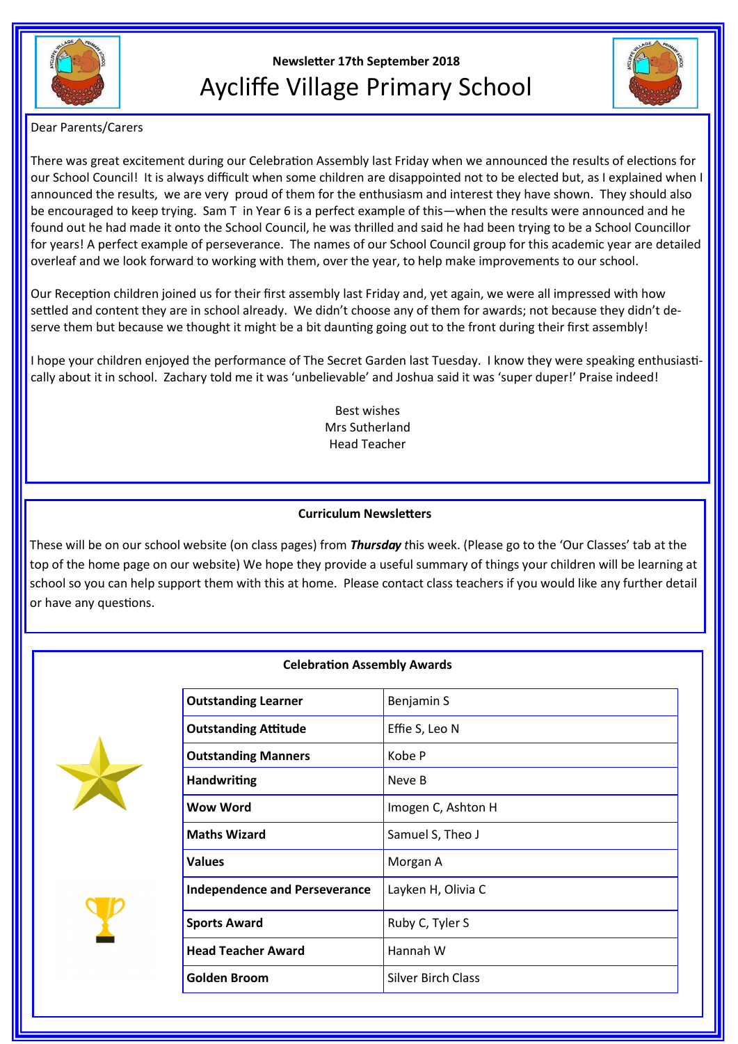Newsletter 17th September 2018

# Aycliffe Village Primary School

Dear Parents/Carers

There was great excitement during our Celebration Assembly last Friday when we announced the results of elections for our School Council! It is always difficult when some children are disappointed not to be elected but, as I explained when I announced the results, we are very proud of them for the enthusiasm and interest they have shown. They should also be encouraged to keep trying. Sam T in Year 6 is a perfect example of this—when the results were announced and he found out he had made it onto the School Council, he was thrilled and said he had been trying to be a School Councillor for years! A perfect example of perseverance. The names of our School Council group for this academic year are detailed overleaf and we look forward to working with them, over the year, to help make improvements to our school.

Our Reception children joined us for their first assembly last Friday and, yet again, we were all impressed with how settled and content they are in school already. We didn't choose any of them for awards; not because they didn't deserve them but because we thought it might be a bit daunting going out to the front during their first assembly!

I hope your children enjoyed the performance of The Secret Garden last Tuesday. I know they were speaking enthusiastically about it in school. Zachary told me it was 'unbelievable' and Joshua said it was 'super duper!' Praise indeed!

Best wishes
Mrs Sutherland
Head Teacher

## Curriculum Newsletters

These will be on our school website (on class pages) from ***Thursday*** this week. (Please go to the 'Our Classes' tab at the top of the home page on our website) We hope they provide a useful summary of things your children will be learning at school so you can help support them with this at home. Please contact class teachers if you would like any further detail or have any questions.

## Celebration Assembly Awards

| Award | Recipient |
|---|---|
| **Outstanding Learner** | Benjamin S |
| **Outstanding Attitude** | Effie S, Leo N |
| **Outstanding Manners** | Kobe P |
| **Handwriting** | Neve B |
| **Wow Word** | Imogen C, Ashton H |
| **Maths Wizard** | Samuel S, Theo J |
| **Values** | Morgan A |
| **Independence and Perseverance** | Layken H, Olivia C |
| **Sports Award** | Ruby C, Tyler S |
| **Head Teacher Award** | Hannah W |
| **Golden Broom** | Silver Birch Class |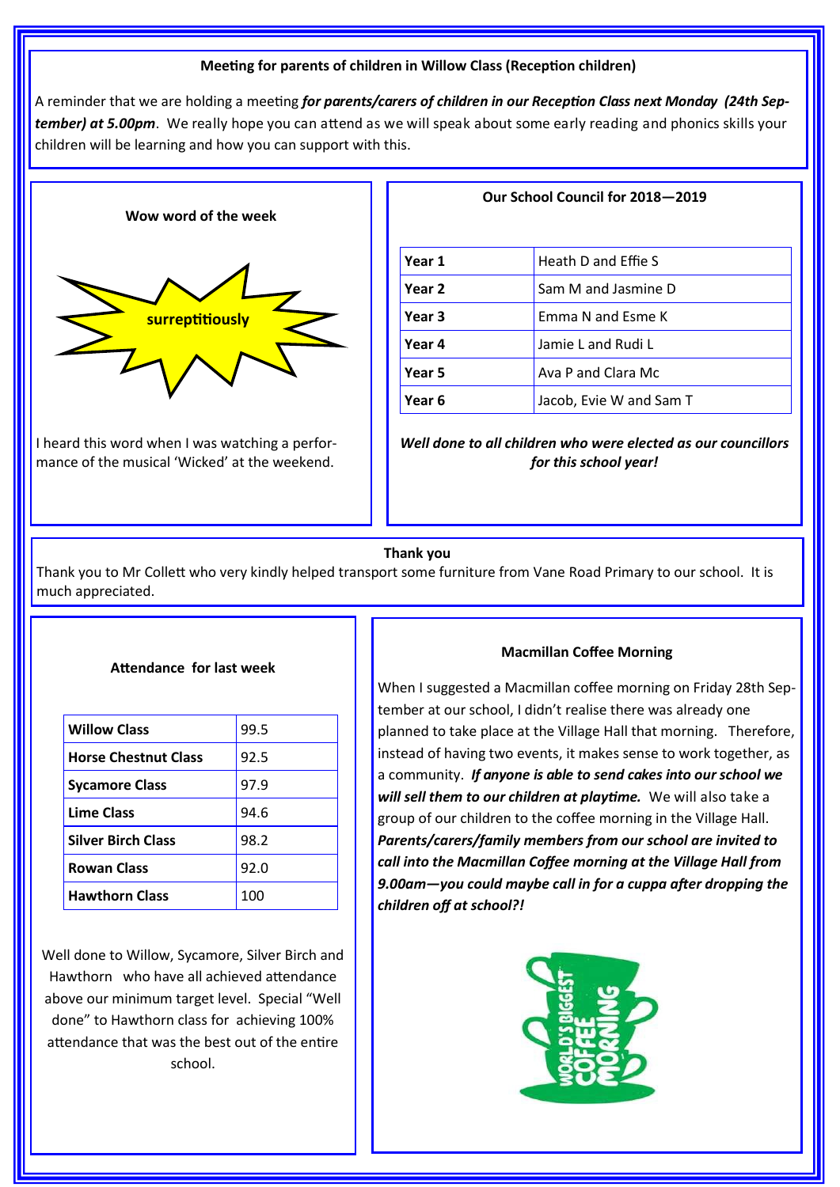### Meeting for parents of children in Willow Class (Reception children)

A reminder that we are holding a meeting ***for parents/carers of children in our Reception Class next Monday (24th September) at 5.00pm***. We really hope you can attend as we will speak about some early reading and phonics skills your children will be learning and how you can support with this.

### Wow word of the week

**surreptitiously**

I heard this word when I was watching a performance of the musical 'Wicked' at the weekend.

### Our School Council for 2018—2019

| | |
|---|---|
| **Year 1** | Heath D and Effie S |
| **Year 2** | Sam M and Jasmine D |
| **Year 3** | Emma N and Esme K |
| **Year 4** | Jamie L and Rudi L |
| **Year 5** | Ava P and Clara Mc |
| **Year 6** | Jacob, Evie W and Sam T |

***Well done to all children who were elected as our councillors for this school year!***

### Thank you

Thank you to Mr Collett who very kindly helped transport some furniture from Vane Road Primary to our school. It is much appreciated.

### Attendance for last week

| | |
|---|---|
| **Willow Class** | 99.5 |
| **Horse Chestnut Class** | 92.5 |
| **Sycamore Class** | 97.9 |
| **Lime Class** | 94.6 |
| **Silver Birch Class** | 98.2 |
| **Rowan Class** | 92.0 |
| **Hawthorn Class** | 100 |

Well done to Willow, Sycamore, Silver Birch and Hawthorn who have all achieved attendance above our minimum target level. Special "Well done" to Hawthorn class for achieving 100% attendance that was the best out of the entire school.

### Macmillan Coffee Morning

When I suggested a Macmillan coffee morning on Friday 28th September at our school, I didn't realise there was already one planned to take place at the Village Hall that morning. Therefore, instead of having two events, it makes sense to work together, as a community. ***If anyone is able to send cakes into our school we will sell them to our children at playtime.*** We will also take a group of our children to the coffee morning in the Village Hall. ***Parents/carers/family members from our school are invited to call into the Macmillan Coffee morning at the Village Hall from 9.00am—you could maybe call in for a cuppa after dropping the children off at school?!***

WORLD'S BIGGEST COFFEE MORNING